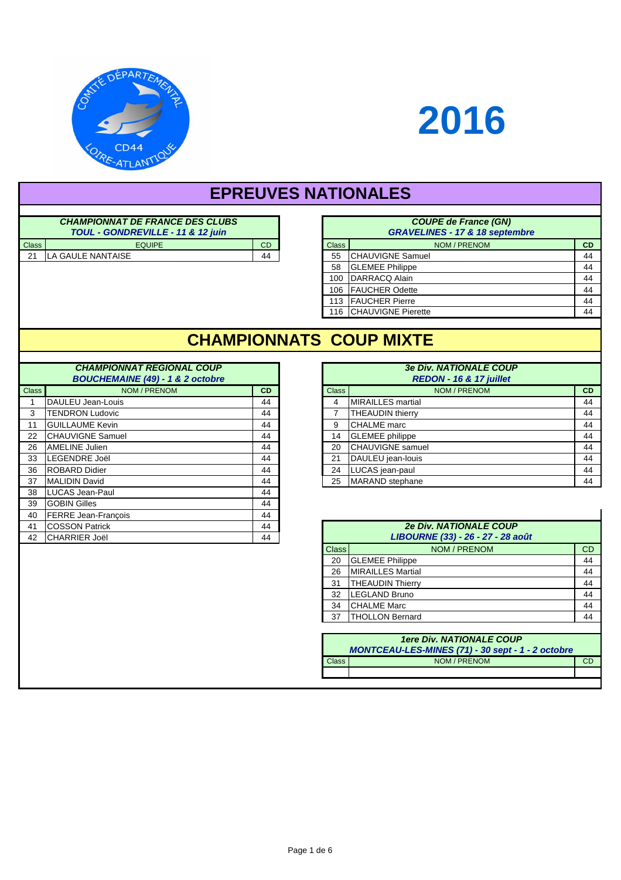COMITÉ DÉPARTEMENTAL CD44 LOIRE-ATLANTIQUE

# 2016

## EPREUVES NATIONALES

***CHAMPIONNAT DE FRANCE DES CLUBS***
***TOUL - GONDREVILLE - 11 & 12 juin***

| Class | EQUIPE | CD |
|---|---|---|
| 21 | LA GAULE NANTAISE | 44 |

***COUPE de France (GN)***
***GRAVELINES - 17 & 18 septembre***

| Class | NOM / PRENOM | CD |
|---|---|---|
| 55 | CHAUVIGNE Samuel | 44 |
| 58 | GLEMEE Philippe | 44 |
| 100 | DARRACQ Alain | 44 |
| 106 | FAUCHER Odette | 44 |
| 113 | FAUCHER Pierre | 44 |
| 116 | CHAUVIGNE Pierette | 44 |

## CHAMPIONNATS COUP MIXTE

***CHAMPIONNAT REGIONAL COUP***
***BOUCHEMAINE (49) - 1 & 2 octobre***

| Class | NOM / PRENOM | CD |
|---|---|---|
| 1 | DAULEU Jean-Louis | 44 |
| 3 | TENDRON Ludovic | 44 |
| 11 | GUILLAUME Kevin | 44 |
| 22 | CHAUVIGNE Samuel | 44 |
| 26 | AMELINE Julien | 44 |
| 33 | LEGENDRE Joël | 44 |
| 36 | ROBARD Didier | 44 |
| 37 | MALIDIN David | 44 |
| 38 | LUCAS Jean-Paul | 44 |
| 39 | GOBIN Gilles | 44 |
| 40 | FERRE Jean-François | 44 |
| 41 | COSSON Patrick | 44 |
| 42 | CHARRIER Joël | 44 |

***3e Div. NATIONALE COUP***
***REDON - 16 & 17 juillet***

| Class | NOM / PRENOM | CD |
|---|---|---|
| 4 | MIRAILLES martial | 44 |
| 7 | THEAUDIN thierry | 44 |
| 9 | CHALME marc | 44 |
| 14 | GLEMEE philippe | 44 |
| 20 | CHAUVIGNE samuel | 44 |
| 21 | DAULEU jean-louis | 44 |
| 24 | LUCAS jean-paul | 44 |
| 25 | MARAND stephane | 44 |

***2e Div. NATIONALE COUP***
***LIBOURNE (33) - 26 - 27 - 28 août***

| Class | NOM / PRENOM | CD |
|---|---|---|
| 20 | GLEMEE Philippe | 44 |
| 26 | MIRAILLES Martial | 44 |
| 31 | THEAUDIN Thierry | 44 |
| 32 | LEGLAND Bruno | 44 |
| 34 | CHALME Marc | 44 |
| 37 | THOLLON Bernard | 44 |

***1ere Div. NATIONALE COUP***
***MONTCEAU-LES-MINES (71) - 30 sept - 1 - 2 octobre***

| Class | NOM / PRENOM | CD |
|---|---|---|
| | | |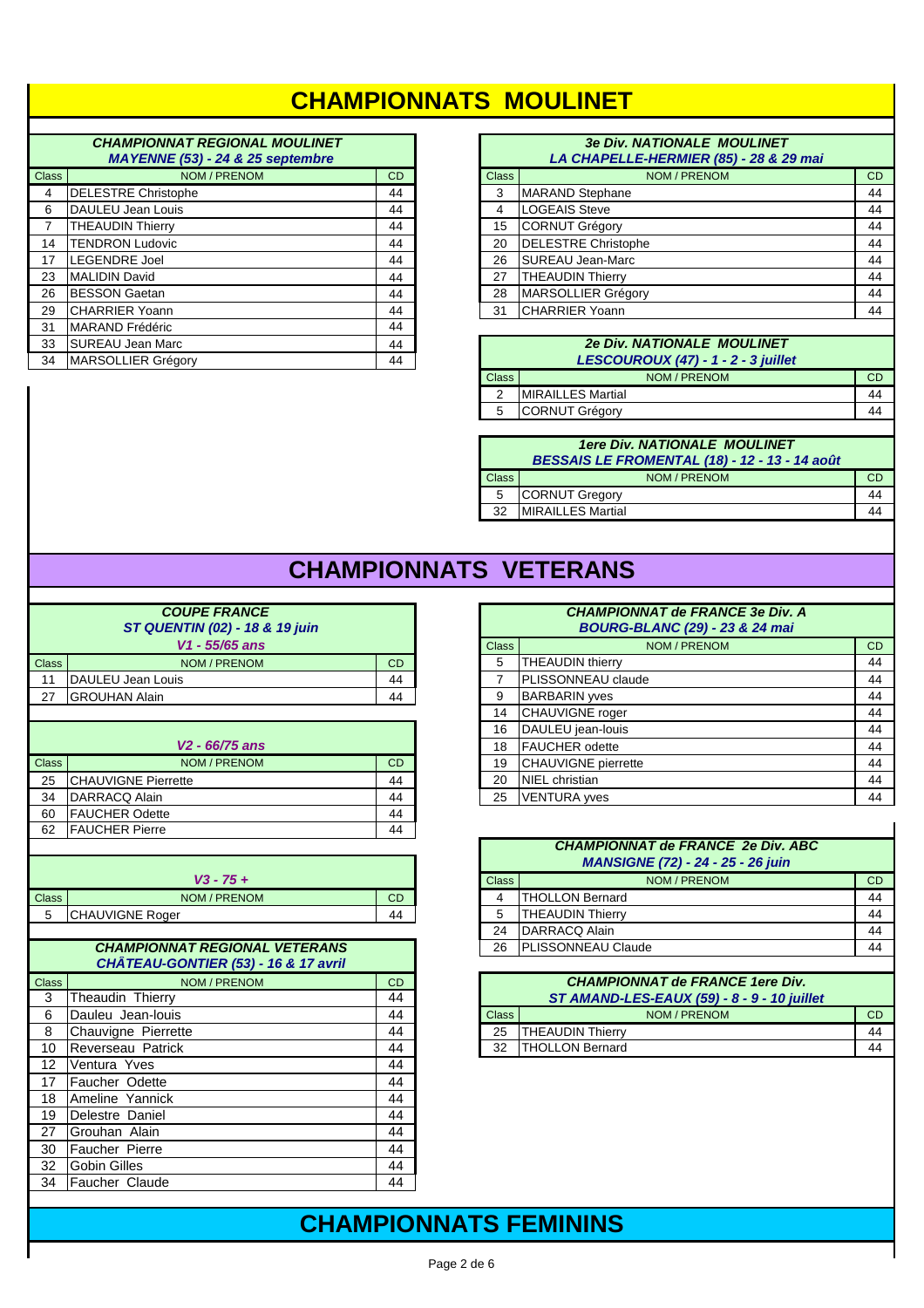# CHAMPIONNATS MOULINET

### *CHAMPIONNAT REGIONAL MOULINET*
*MAYENNE (53) - 24 & 25 septembre*

| Class | NOM / PRENOM | CD |
|---|---|---|
| 4 | DELESTRE Christophe | 44 |
| 6 | DAULEU Jean Louis | 44 |
| 7 | THEAUDIN Thierry | 44 |
| 14 | TENDRON Ludovic | 44 |
| 17 | LEGENDRE Joel | 44 |
| 23 | MALIDIN David | 44 |
| 26 | BESSON Gaetan | 44 |
| 29 | CHARRIER Yoann | 44 |
| 31 | MARAND Frédéric | 44 |
| 33 | SUREAU Jean Marc | 44 |
| 34 | MARSOLLIER Grégory | 44 |

### *3e Div. NATIONALE MOULINET*
*LA CHAPELLE-HERMIER (85) - 28 & 29 mai*

| Class | NOM / PRENOM | CD |
|---|---|---|
| 3 | MARAND Stephane | 44 |
| 4 | LOGEAIS Steve | 44 |
| 15 | CORNUT Grégory | 44 |
| 20 | DELESTRE Christophe | 44 |
| 26 | SUREAU Jean-Marc | 44 |
| 27 | THEAUDIN Thierry | 44 |
| 28 | MARSOLLIER Grégory | 44 |
| 31 | CHARRIER Yoann | 44 |

### *2e Div. NATIONALE MOULINET*
*LESCOUROUX (47) - 1 - 2 - 3 juillet*

| Class | NOM / PRENOM | CD |
|---|---|---|
| 2 | MIRAILLES Martial | 44 |
| 5 | CORNUT Grégory | 44 |

### *1ere Div. NATIONALE MOULINET*
*BESSAIS LE FROMENTAL (18) - 12 - 13 - 14 août*

| Class | NOM / PRENOM | CD |
|---|---|---|
| 5 | CORNUT Gregory | 44 |
| 32 | MIRAILLES Martial | 44 |

# CHAMPIONNATS VETERANS

### *COUPE FRANCE*
*ST QUENTIN (02) - 18 & 19 juin*

*V1 - 55/65 ans*

| Class | NOM / PRENOM | CD |
|---|---|---|
| 11 | DAULEU Jean Louis | 44 |
| 27 | GROUHAN Alain | 44 |

*V2 - 66/75 ans*

| Class | NOM / PRENOM | CD |
|---|---|---|
| 25 | CHAUVIGNE Pierrette | 44 |
| 34 | DARRACQ Alain | 44 |
| 60 | FAUCHER Odette | 44 |
| 62 | FAUCHER Pierre | 44 |

*V3 - 75 +*

| Class | NOM / PRENOM | CD |
|---|---|---|
| 5 | CHAUVIGNE Roger | 44 |

### *CHAMPIONNAT REGIONAL VETERANS*
*CHÂTEAU-GONTIER (53) - 16 & 17 avril*

| Class | NOM / PRENOM | CD |
|---|---|---|
| 3 | Theaudin Thierry | 44 |
| 6 | Dauleu Jean-louis | 44 |
| 8 | Chauvigne Pierrette | 44 |
| 10 | Reverseau Patrick | 44 |
| 12 | Ventura Yves | 44 |
| 17 | Faucher Odette | 44 |
| 18 | Ameline Yannick | 44 |
| 19 | Delestre Daniel | 44 |
| 27 | Grouhan Alain | 44 |
| 30 | Faucher Pierre | 44 |
| 32 | Gobin Gilles | 44 |
| 34 | Faucher Claude | 44 |

### *CHAMPIONNAT de FRANCE 3e Div. A*
*BOURG-BLANC (29) - 23 & 24 mai*

| Class | NOM / PRENOM | CD |
|---|---|---|
| 5 | THEAUDIN thierry | 44 |
| 7 | PLISSONNEAU claude | 44 |
| 9 | BARBARIN yves | 44 |
| 14 | CHAUVIGNE roger | 44 |
| 16 | DAULEU jean-louis | 44 |
| 18 | FAUCHER odette | 44 |
| 19 | CHAUVIGNE pierrette | 44 |
| 20 | NIEL christian | 44 |
| 25 | VENTURA yves | 44 |

### *CHAMPIONNAT de FRANCE 2e Div. ABC*
*MANSIGNE (72) - 24 - 25 - 26 juin*

| Class | NOM / PRENOM | CD |
|---|---|---|
| 4 | THOLLON Bernard | 44 |
| 5 | THEAUDIN Thierry | 44 |
| 24 | DARRACQ Alain | 44 |
| 26 | PLISSONNEAU Claude | 44 |

### *CHAMPIONNAT de FRANCE 1ere Div.*
*ST AMAND-LES-EAUX (59) - 8 - 9 - 10 juillet*

| Class | NOM / PRENOM | CD |
|---|---|---|
| 25 | THEAUDIN Thierry | 44 |
| 32 | THOLLON Bernard | 44 |

# CHAMPIONNATS FEMININS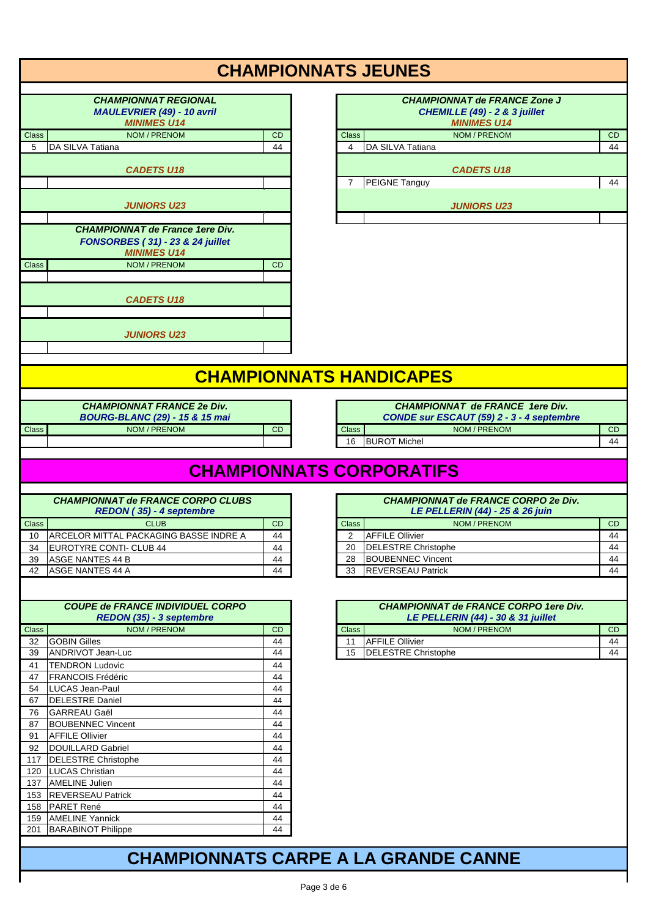# CHAMPIONNATS JEUNES

### CHAMPIONNAT REGIONAL
**MAULEVRIER (49) - 10 avril**

*MINIMES U14*

| Class | NOM / PRENOM | CD |
|---|---|---|
| 5 | DA SILVA Tatiana | 44 |

*CADETS U18*

| Class | NOM / PRENOM | CD |
|---|---|---|
| | | |

*JUNIORS U23*

| Class | NOM / PRENOM | CD |
|---|---|---|
| | | |

### CHAMPIONNAT de France 1ere Div.
**FONSORBES ( 31) - 23 & 24 juillet**

*MINIMES U14*

| Class | NOM / PRENOM | CD |
|---|---|---|
| | | |

*CADETS U18*

| Class | NOM / PRENOM | CD |
|---|---|---|
| | | |

*JUNIORS U23*

| Class | NOM / PRENOM | CD |
|---|---|---|
| | | |

### CHAMPIONNAT de FRANCE Zone J
**CHEMILLE (49) - 2 & 3 juillet**

*MINIMES U14*

| Class | NOM / PRENOM | CD |
|---|---|---|
| 4 | DA SILVA Tatiana | 44 |

*CADETS U18*

| Class | NOM / PRENOM | CD |
|---|---|---|
| 7 | PEIGNE Tanguy | 44 |

*JUNIORS U23*

| Class | NOM / PRENOM | CD |
|---|---|---|
| | | |

# CHAMPIONNATS HANDICAPES

### CHAMPIONNAT FRANCE 2e Div.
**BOURG-BLANC (29) - 15 & 15 mai**

| Class | NOM / PRENOM | CD |
|---|---|---|
| | | |

### CHAMPIONNAT de FRANCE 1ere Div.
**CONDE sur ESCAUT (59) 2 - 3 - 4 septembre**

| Class | NOM / PRENOM | CD |
|---|---|---|
| 16 | BUROT Michel | 44 |

# CHAMPIONNATS CORPORATIFS

### CHAMPIONNAT de FRANCE CORPO CLUBS
**REDON ( 35) - 4 septembre**

| Class | CLUB | CD |
|---|---|---|
| 10 | ARCELOR MITTAL PACKAGING BASSE INDRE A | 44 |
| 34 | EUROTYRE CONTI- CLUB 44 | 44 |
| 39 | ASGE NANTES 44 B | 44 |
| 42 | ASGE NANTES 44 A | 44 |

### CHAMPIONNAT de FRANCE CORPO 2e Div.
**LE PELLERIN (44) - 25 & 26 juin**

| Class | NOM / PRENOM | CD |
|---|---|---|
| 2 | AFFILE Ollivier | 44 |
| 20 | DELESTRE Christophe | 44 |
| 28 | BOUBENNEC Vincent | 44 |
| 33 | REVERSEAU Patrick | 44 |

### COUPE de FRANCE INDIVIDUEL CORPO
**REDON (35) - 3 septembre**

| Class | NOM / PRENOM | CD |
|---|---|---|
| 32 | GOBIN Gilles | 44 |
| 39 | ANDRIVOT Jean-Luc | 44 |
| 41 | TENDRON Ludovic | 44 |
| 47 | FRANCOIS Frédéric | 44 |
| 54 | LUCAS Jean-Paul | 44 |
| 67 | DELESTRE Daniel | 44 |
| 76 | GARREAU Gaël | 44 |
| 87 | BOUBENNEC Vincent | 44 |
| 91 | AFFILE Ollivier | 44 |
| 92 | DOUILLARD Gabriel | 44 |
| 117 | DELESTRE Christophe | 44 |
| 120 | LUCAS Christian | 44 |
| 137 | AMELINE Julien | 44 |
| 153 | REVERSEAU Patrick | 44 |
| 158 | PARET René | 44 |
| 159 | AMELINE Yannick | 44 |
| 201 | BARABINOT Philippe | 44 |

### CHAMPIONNAT de FRANCE CORPO 1ere Div.
**LE PELLERIN (44) - 30 & 31 juillet**

| Class | NOM / PRENOM | CD |
|---|---|---|
| 11 | AFFILE Ollivier | 44 |
| 15 | DELESTRE Christophe | 44 |

# CHAMPIONNATS CARPE A LA GRANDE CANNE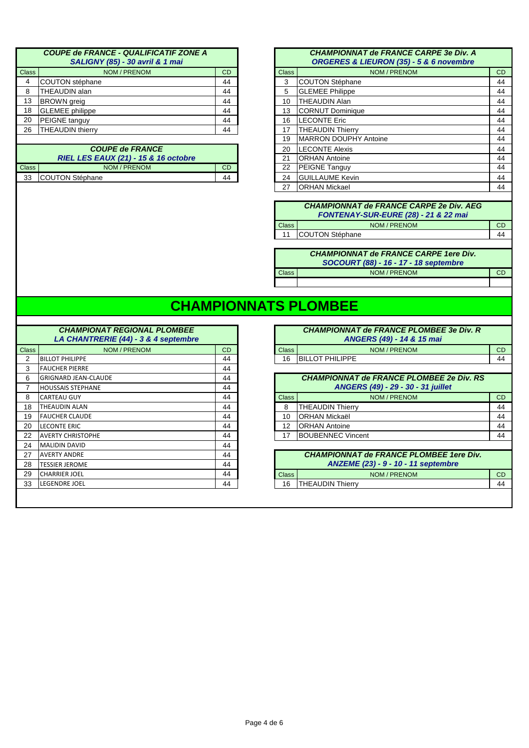### *COUPE de FRANCE - QUALIFICATIF ZONE A*
#### *SALIGNY (85) - 30 avril & 1 mai*

| Class | NOM / PRENOM | CD |
|---|---|---|
| 4 | COUTON stéphane | 44 |
| 8 | THEAUDIN alan | 44 |
| 13 | BROWN greig | 44 |
| 18 | GLEMEE philippe | 44 |
| 20 | PEIGNE tanguy | 44 |
| 26 | THEAUDIN thierry | 44 |

### *COUPE de FRANCE*
#### *RIEL LES EAUX (21) - 15 & 16 octobre*

| Class | NOM / PRENOM | CD |
|---|---|---|
| 33 | COUTON Stéphane | 44 |

### *CHAMPIONNAT de FRANCE CARPE 3e Div. A*
#### *ORGERES & LIEURON (35) - 5 & 6 novembre*

| Class | NOM / PRENOM | CD |
|---|---|---|
| 3 | COUTON Stéphane | 44 |
| 5 | GLEMEE Philippe | 44 |
| 10 | THEAUDIN Alan | 44 |
| 13 | CORNUT Dominique | 44 |
| 16 | LECONTE Eric | 44 |
| 17 | THEAUDIN Thierry | 44 |
| 19 | MARRON DOUPHY Antoine | 44 |
| 20 | LECONTE Alexis | 44 |
| 21 | ORHAN Antoine | 44 |
| 22 | PEIGNE Tanguy | 44 |
| 24 | GUILLAUME Kevin | 44 |
| 27 | ORHAN Mickael | 44 |

### *CHAMPIONNAT de FRANCE CARPE 2e Div. AEG*
#### *FONTENAY-SUR-EURE (28) - 21 & 22 mai*

| Class | NOM / PRENOM | CD |
|---|---|---|
| 11 | COUTON Stéphane | 44 |

### *CHAMPIONNAT de FRANCE CARPE 1ere Div.*
#### *SOCOURT (88) - 16 - 17 - 18 septembre*

| Class | NOM / PRENOM | CD |
|---|---|---|
| | | |

# CHAMPIONNATS PLOMBEE

### *CHAMPIONAT REGIONAL PLOMBEE*
#### *LA CHANTRERIE (44) - 3 & 4 septembre*

| Class | NOM / PRENOM | CD |
|---|---|---|
| 2 | BILLOT PHILIPPE | 44 |
| 3 | FAUCHER PIERRE | 44 |
| 6 | GRIGNARD JEAN-CLAUDE | 44 |
| 7 | HOUSSAIS STEPHANE | 44 |
| 8 | CARTEAU GUY | 44 |
| 18 | THEAUDIN ALAN | 44 |
| 19 | FAUCHER CLAUDE | 44 |
| 20 | LECONTE ERIC | 44 |
| 22 | AVERTY CHRISTOPHE | 44 |
| 24 | MALIDIN DAVID | 44 |
| 27 | AVERTY ANDRE | 44 |
| 28 | TESSIER JEROME | 44 |
| 29 | CHARRIER JOEL | 44 |
| 33 | LEGENDRE JOEL | 44 |

### *CHAMPIONNAT de FRANCE PLOMBEE 3e Div. R*
#### *ANGERS (49) - 14 & 15 mai*

| Class | NOM / PRENOM | CD |
|---|---|---|
| 16 | BILLOT PHILIPPE | 44 |

### *CHAMPIONNAT de FRANCE PLOMBEE 2e Div. RS*
#### *ANGERS (49) - 29 - 30 - 31 juillet*

| Class | NOM / PRENOM | CD |
|---|---|---|
| 8 | THEAUDIN Thierry | 44 |
| 10 | ORHAN Mickaël | 44 |
| 12 | ORHAN Antoine | 44 |
| 17 | BOUBENNEC Vincent | 44 |

### *CHAMPIONNAT de FRANCE PLOMBEE 1ere Div.*
#### *ANZEME (23) - 9 - 10 - 11 septembre*

| Class | NOM / PRENOM | CD |
|---|---|---|
| 16 | THEAUDIN Thierry | 44 |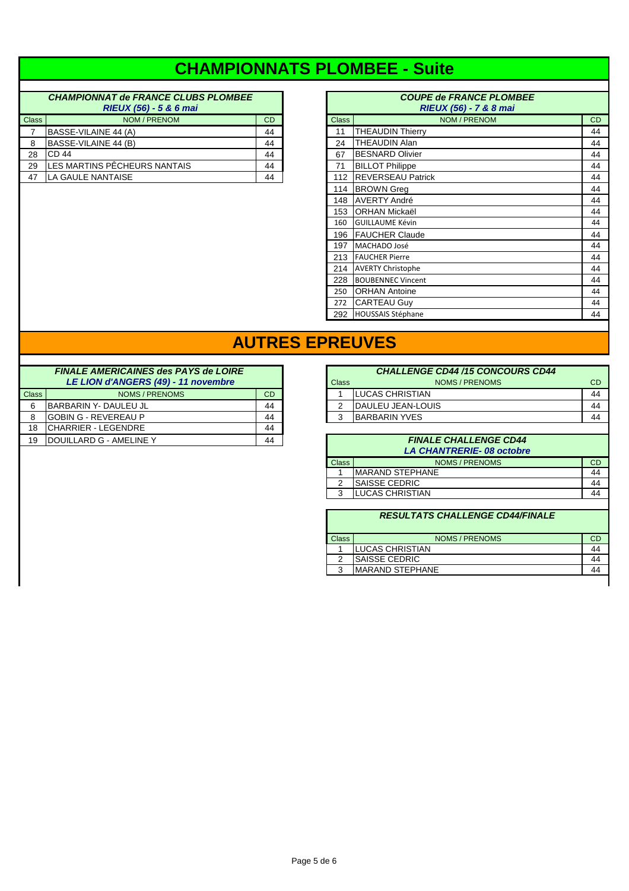# CHAMPIONNATS PLOMBEE - Suite

### CHAMPIONNAT de FRANCE CLUBS PLOMBEE
*RIEUX (56) - 5 & 6 mai*

| Class | NOM / PRENOM | CD |
|---|---|---|
| 7 | BASSE-VILAINE 44 (A) | 44 |
| 8 | BASSE-VILAINE 44 (B) | 44 |
| 28 | CD 44 | 44 |
| 29 | LES MARTINS PÊCHEURS NANTAIS | 44 |
| 47 | LA GAULE NANTAISE | 44 |

### COUPE de FRANCE PLOMBEE
*RIEUX (56) - 7 & 8 mai*

| Class | NOM / PRENOM | CD |
|---|---|---|
| 11 | THEAUDIN Thierry | 44 |
| 24 | THEAUDIN Alan | 44 |
| 67 | BESNARD Olivier | 44 |
| 71 | BILLOT Philippe | 44 |
| 112 | REVERSEAU Patrick | 44 |
| 114 | BROWN Greg | 44 |
| 148 | AVERTY André | 44 |
| 153 | ORHAN Mickaël | 44 |
| 160 | GUILLAUME Kévin | 44 |
| 196 | FAUCHER Claude | 44 |
| 197 | MACHADO José | 44 |
| 213 | FAUCHER Pierre | 44 |
| 214 | AVERTY Christophe | 44 |
| 228 | BOUBENNEC Vincent | 44 |
| 250 | ORHAN Antoine | 44 |
| 272 | CARTEAU Guy | 44 |
| 292 | HOUSSAIS Stéphane | 44 |

# AUTRES EPREUVES

### FINALE AMERICAINES des PAYS de LOIRE
*LE LION d'ANGERS (49) - 11 novembre*

| Class | NOMS / PRENOMS | CD |
|---|---|---|
| 6 | BARBARIN Y- DAULEU JL | 44 |
| 8 | GOBIN G - REVEREAU P | 44 |
| 18 | CHARRIER - LEGENDRE | 44 |
| 19 | DOUILLARD G - AMELINE Y | 44 |

### CHALLENGE CD44 /15 CONCOURS CD44

| Class | NOMS / PRENOMS | CD |
|---|---|---|
| 1 | LUCAS CHRISTIAN | 44 |
| 2 | DAULEU JEAN-LOUIS | 44 |
| 3 | BARBARIN YVES | 44 |

### FINALE CHALLENGE CD44
*LA CHANTRERIE- 08 octobre*

| Class | NOMS / PRENOMS | CD |
|---|---|---|
| 1 | MARAND STEPHANE | 44 |
| 2 | SAISSE CEDRIC | 44 |
| 3 | LUCAS CHRISTIAN | 44 |

### RESULTATS CHALLENGE CD44/FINALE

| Class | NOMS / PRENOMS | CD |
|---|---|---|
| 1 | LUCAS CHRISTIAN | 44 |
| 2 | SAISSE CEDRIC | 44 |
| 3 | MARAND STEPHANE | 44 |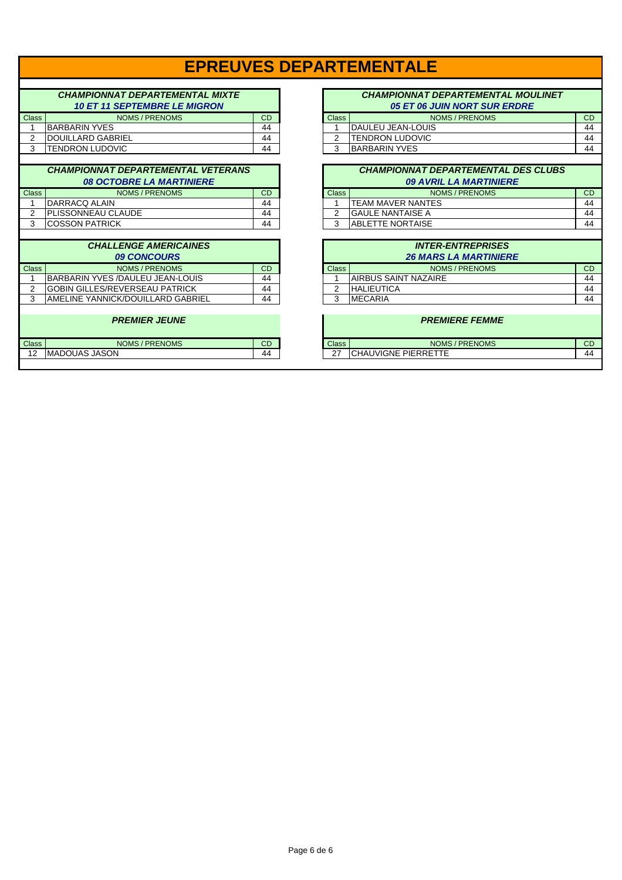# EPREUVES DEPARTEMENTALE

### *CHAMPIONNAT DEPARTEMENTAL MIXTE*
***10 ET 11 SEPTEMBRE LE MIGRON***

| Class | NOMS / PRENOMS | CD |
|---|---|---|
| 1 | BARBARIN YVES | 44 |
| 2 | DOUILLARD GABRIEL | 44 |
| 3 | TENDRON LUDOVIC | 44 |

### *CHAMPIONNAT DEPARTEMENTAL MOULINET*
***05 ET 06 JUIN NORT SUR ERDRE***

| Class | NOMS / PRENOMS | CD |
|---|---|---|
| 1 | DAULEU JEAN-LOUIS | 44 |
| 2 | TENDRON LUDOVIC | 44 |
| 3 | BARBARIN YVES | 44 |

### *CHAMPIONNAT DEPARTEMENTAL VETERANS*
***08 OCTOBRE LA MARTINIERE***

| Class | NOMS / PRENOMS | CD |
|---|---|---|
| 1 | DARRACQ ALAIN | 44 |
| 2 | PLISSONNEAU CLAUDE | 44 |
| 3 | COSSON PATRICK | 44 |

### *CHAMPIONNAT DEPARTEMENTAL DES CLUBS*
***09 AVRIL LA MARTINIERE***

| Class | NOMS / PRENOMS | CD |
|---|---|---|
| 1 | TEAM MAVER NANTES | 44 |
| 2 | GAULE NANTAISE A | 44 |
| 3 | ABLETTE NORTAISE | 44 |

### *CHALLENGE AMERICAINES*
***09 CONCOURS***

| Class | NOMS / PRENOMS | CD |
|---|---|---|
| 1 | BARBARIN YVES /DAULEU JEAN-LOUIS | 44 |
| 2 | GOBIN GILLES/REVERSEAU PATRICK | 44 |
| 3 | AMELINE YANNICK/DOUILLARD GABRIEL | 44 |

### *INTER-ENTREPRISES*
***26 MARS LA MARTINIERE***

| Class | NOMS / PRENOMS | CD |
|---|---|---|
| 1 | AIRBUS SAINT NAZAIRE | 44 |
| 2 | HALIEUTICA | 44 |
| 3 | MECARIA | 44 |

### *PREMIER JEUNE*

| Class | NOMS / PRENOMS | CD |
|---|---|---|
| 12 | MADOUAS JASON | 44 |

### *PREMIERE FEMME*

| Class | NOMS / PRENOMS | CD |
|---|---|---|
| 27 | CHAUVIGNE PIERRETTE | 44 |